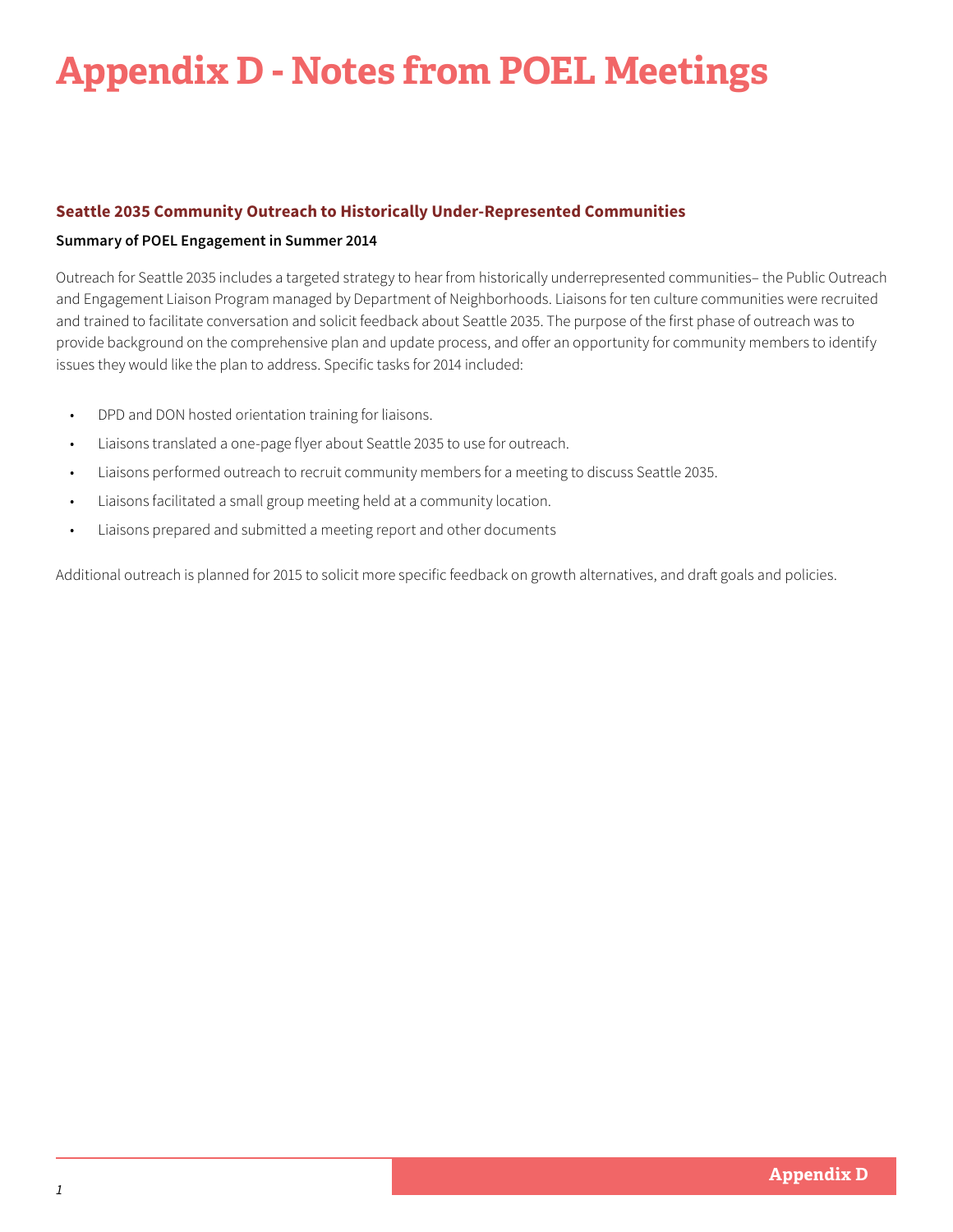# Appendix D - Notes from POEL Meetings

### Seattle 2035 Community Outreach to Historically Under-Represented Communities

**Summary of POEL Engagement in Summer 2014**

Outreach for Seattle 2035 includes a targeted strategy to hear from historically underrepresented communities– the Public Outreach and Engagement Liaison Program managed by Department of Neighborhoods. Liaisons for ten culture communities were recruited and trained to facilitate conversation and solicit feedback about Seattle 2035. The purpose of the first phase of outreach was to provide background on the comprehensive plan and update process, and offer an opportunity for community members to identify issues they would like the plan to address. Specific tasks for 2014 included:

- DPD and DON hosted orientation training for liaisons.
- Liaisons translated a one-page flyer about Seattle 2035 to use for outreach.
- Liaisons performed outreach to recruit community members for a meeting to discuss Seattle 2035.
- Liaisons facilitated a small group meeting held at a community location.
- Liaisons prepared and submitted a meeting report and other documents

Additional outreach is planned for 2015 to solicit more specific feedback on growth alternatives, and draft goals and policies.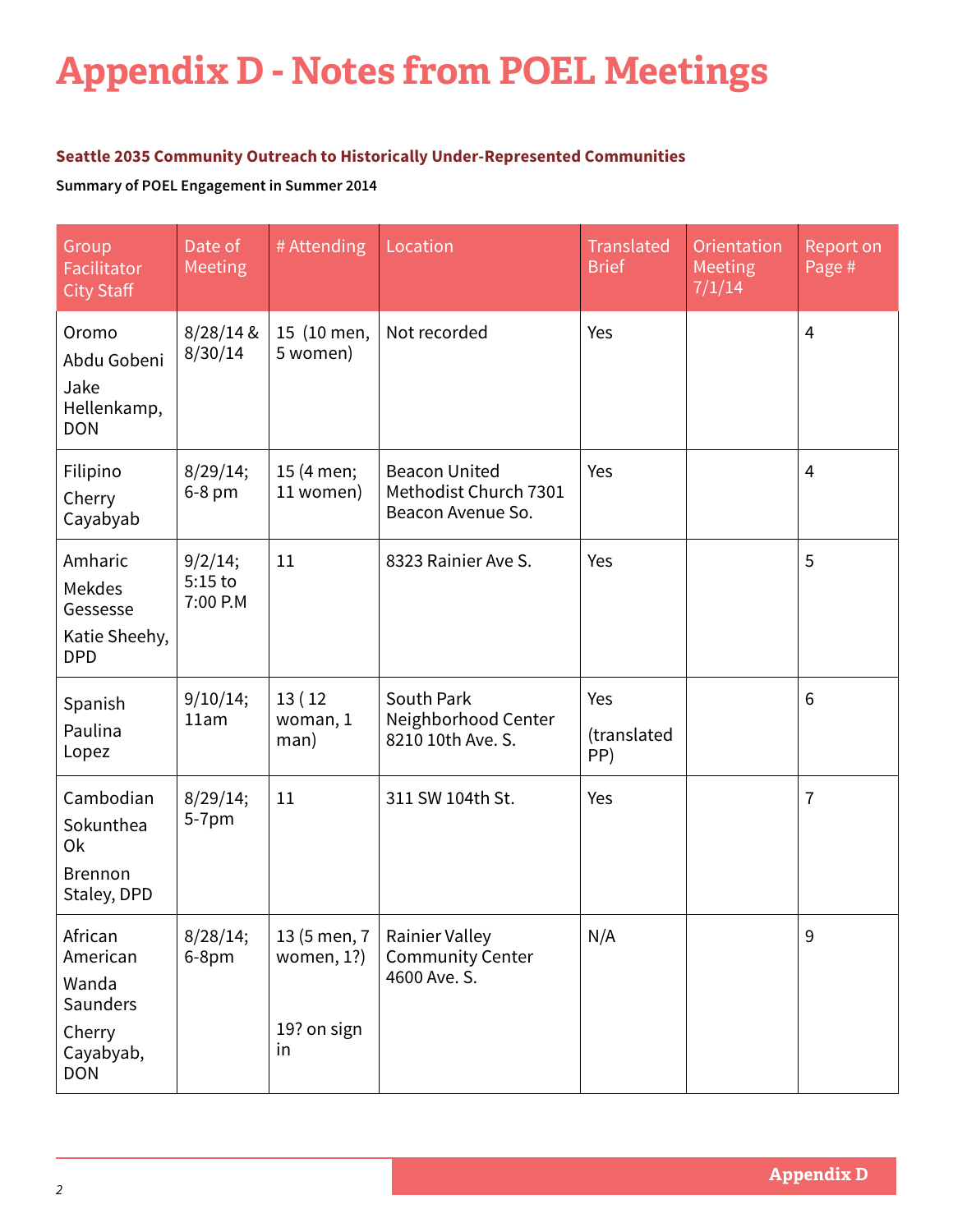# Appendix D - Notes from POEL Meetings

**Seattle 2035 Community Outreach to Historically Under-Represented Communities**

**Summary of POEL Engagement in Summer 2014**

| Group Facilitator City Staff | Date of Meeting | # Attending | Location | Translated Brief | Orientation Meeting 7/1/14 | Report on Page # |
|---|---|---|---|---|---|---|
| Oromo<br>Abdu Gobeni<br>Jake Hellenkamp, DON | 8/28/14 & 8/30/14 | 15 (10 men, 5 women) | Not recorded | Yes | | 4 |
| Filipino<br>Cherry Cayabyab | 8/29/14; 6-8 pm | 15 (4 men; 11 women) | Beacon United Methodist Church 7301 Beacon Avenue So. | Yes | | 4 |
| Amharic<br>Mekdes Gessesse<br>Katie Sheehy, DPD | 9/2/14; 5:15 to 7:00 P.M | 11 | 8323 Rainier Ave S. | Yes | | 5 |
| Spanish<br>Paulina Lopez | 9/10/14; 11am | 13 ( 12 woman, 1 man) | South Park Neighborhood Center 8210 10th Ave. S. | Yes<br>(translated PP) | | 6 |
| Cambodian<br>Sokunthea Ok<br>Brennon Staley, DPD | 8/29/14; 5-7pm | 11 | 311 SW 104th St. | Yes | | 7 |
| African American<br>Wanda Saunders<br>Cherry Cayabyab, DON | 8/28/14; 6-8pm | 13 (5 men, 7 women, 1?)<br>19? on sign in | Rainier Valley Community Center 4600 Ave. S. | N/A | | 9 |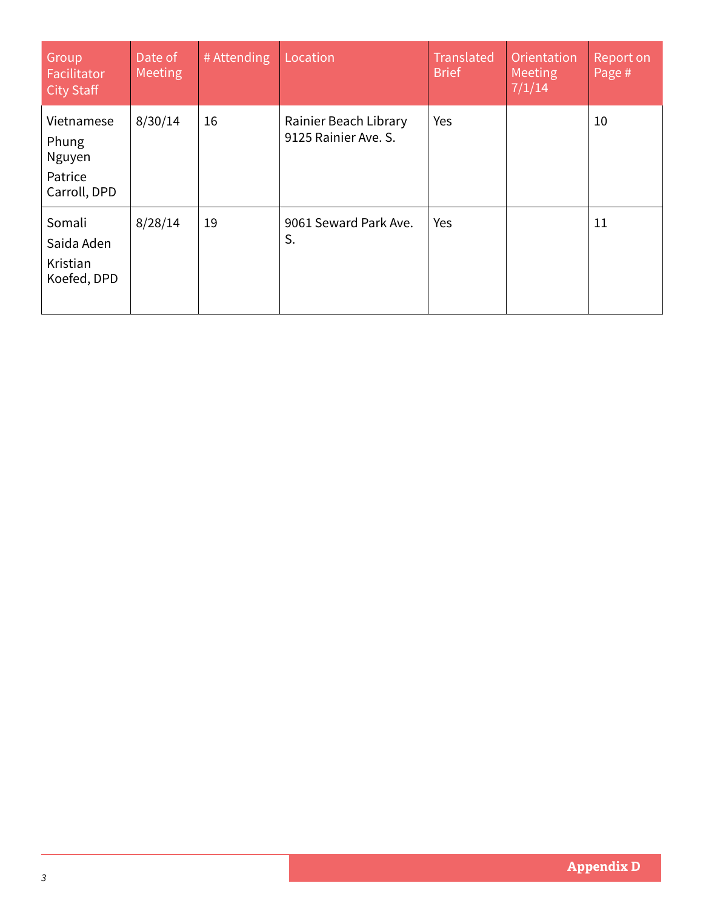| Group Facilitator City Staff | Date of Meeting | # Attending | Location | Translated Brief | Orientation Meeting 7/1/14 | Report on Page # |
|---|---|---|---|---|---|---|
| Vietnamese Phung Nguyen Patrice Carroll, DPD | 8/30/14 | 16 | Rainier Beach Library 9125 Rainier Ave. S. | Yes | | 10 |
| Somali Saida Aden Kristian Koefed, DPD | 8/28/14 | 19 | 9061 Seward Park Ave. S. | Yes | | 11 |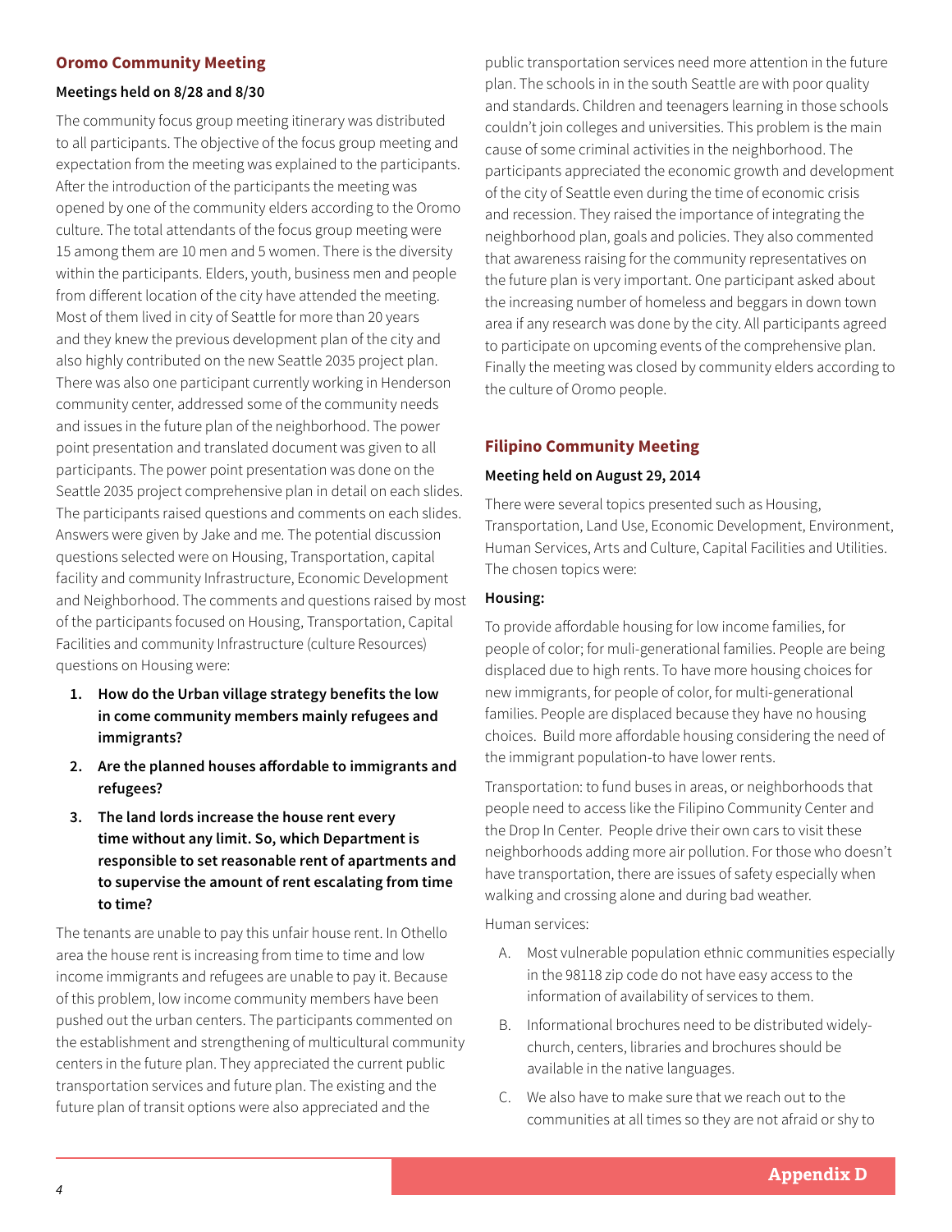## Oromo Community Meeting

**Meetings held on 8/28 and 8/30**

The community focus group meeting itinerary was distributed to all participants. The objective of the focus group meeting and expectation from the meeting was explained to the participants. After the introduction of the participants the meeting was opened by one of the community elders according to the Oromo culture. The total attendants of the focus group meeting were 15 among them are 10 men and 5 women. There is the diversity within the participants. Elders, youth, business men and people from different location of the city have attended the meeting. Most of them lived in city of Seattle for more than 20 years and they knew the previous development plan of the city and also highly contributed on the new Seattle 2035 project plan. There was also one participant currently working in Henderson community center, addressed some of the community needs and issues in the future plan of the neighborhood. The power point presentation and translated document was given to all participants. The power point presentation was done on the Seattle 2035 project comprehensive plan in detail on each slides. The participants raised questions and comments on each slides. Answers were given by Jake and me. The potential discussion questions selected were on Housing, Transportation, capital facility and community Infrastructure, Economic Development and Neighborhood. The comments and questions raised by most of the participants focused on Housing, Transportation, Capital Facilities and community Infrastructure (culture Resources) questions on Housing were:

1. **How do the Urban village strategy benefits the low in come community members mainly refugees and immigrants?**
2. **Are the planned houses affordable to immigrants and refugees?**
3. **The land lords increase the house rent every time without any limit. So, which Department is responsible to set reasonable rent of apartments and to supervise the amount of rent escalating from time to time?**

The tenants are unable to pay this unfair house rent. In Othello area the house rent is increasing from time to time and low income immigrants and refugees are unable to pay it. Because of this problem, low income community members have been pushed out the urban centers. The participants commented on the establishment and strengthening of multicultural community centers in the future plan. They appreciated the current public transportation services and future plan. The existing and the future plan of transit options were also appreciated and the public transportation services need more attention in the future plan. The schools in in the south Seattle are with poor quality and standards. Children and teenagers learning in those schools couldn't join colleges and universities. This problem is the main cause of some criminal activities in the neighborhood. The participants appreciated the economic growth and development of the city of Seattle even during the time of economic crisis and recession. They raised the importance of integrating the neighborhood plan, goals and policies. They also commented that awareness raising for the community representatives on the future plan is very important. One participant asked about the increasing number of homeless and beggars in down town area if any research was done by the city. All participants agreed to participate on upcoming events of the comprehensive plan. Finally the meeting was closed by community elders according to the culture of Oromo people.

## Filipino Community Meeting

**Meeting held on August 29, 2014**

There were several topics presented such as Housing, Transportation, Land Use, Economic Development, Environment, Human Services, Arts and Culture, Capital Facilities and Utilities. The chosen topics were:

**Housing:**

To provide affordable housing for low income families, for people of color; for muli-generational families. People are being displaced due to high rents. To have more housing choices for new immigrants, for people of color, for multi-generational families. People are displaced because they have no housing choices. Build more affordable housing considering the need of the immigrant population-to have lower rents.

Transportation: to fund buses in areas, or neighborhoods that people need to access like the Filipino Community Center and the Drop In Center. People drive their own cars to visit these neighborhoods adding more air pollution. For those who doesn't have transportation, there are issues of safety especially when walking and crossing alone and during bad weather.

Human services:

A. Most vulnerable population ethnic communities especially in the 98118 zip code do not have easy access to the information of availability of services to them.
B. Informational brochures need to be distributed widely-church, centers, libraries and brochures should be available in the native languages.
C. We also have to make sure that we reach out to the communities at all times so they are not afraid or shy to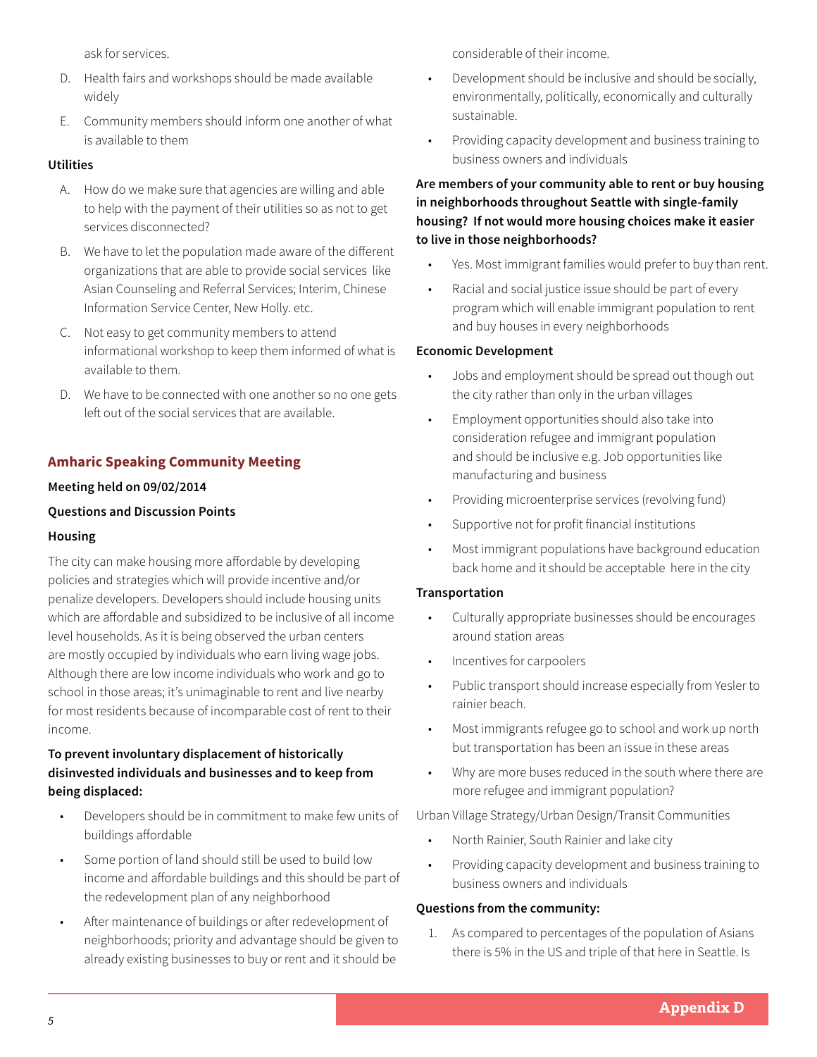ask for services.

D. Health fairs and workshops should be made available widely

E. Community members should inform one another of what is available to them

**Utilities**

A. How do we make sure that agencies are willing and able to help with the payment of their utilities so as not to get services disconnected?

B. We have to let the population made aware of the different organizations that are able to provide social services like Asian Counseling and Referral Services; Interim, Chinese Information Service Center, New Holly. etc.

C. Not easy to get community members to attend informational workshop to keep them informed of what is available to them.

D. We have to be connected with one another so no one gets left out of the social services that are available.

## Amharic Speaking Community Meeting

**Meeting held on 09/02/2014**

**Questions and Discussion Points**

**Housing**

The city can make housing more affordable by developing policies and strategies which will provide incentive and/or penalize developers. Developers should include housing units which are affordable and subsidized to be inclusive of all income level households. As it is being observed the urban centers are mostly occupied by individuals who earn living wage jobs. Although there are low income individuals who work and go to school in those areas; it's unimaginable to rent and live nearby for most residents because of incomparable cost of rent to their income.

**To prevent involuntary displacement of historically disinvested individuals and businesses and to keep from being displaced:**

- Developers should be in commitment to make few units of buildings affordable
- Some portion of land should still be used to build low income and affordable buildings and this should be part of the redevelopment plan of any neighborhood
- After maintenance of buildings or after redevelopment of neighborhoods; priority and advantage should be given to already existing businesses to buy or rent and it should be considerable of their income.
- Development should be inclusive and should be socially, environmentally, politically, economically and culturally sustainable.
- Providing capacity development and business training to business owners and individuals

**Are members of your community able to rent or buy housing in neighborhoods throughout Seattle with single-family housing? If not would more housing choices make it easier to live in those neighborhoods?**

- Yes. Most immigrant families would prefer to buy than rent.
- Racial and social justice issue should be part of every program which will enable immigrant population to rent and buy houses in every neighborhoods

**Economic Development**

- Jobs and employment should be spread out though out the city rather than only in the urban villages
- Employment opportunities should also take into consideration refugee and immigrant population and should be inclusive e.g. Job opportunities like manufacturing and business
- Providing microenterprise services (revolving fund)
- Supportive not for profit financial institutions
- Most immigrant populations have background education back home and it should be acceptable here in the city

**Transportation**

- Culturally appropriate businesses should be encourages around station areas
- Incentives for carpoolers
- Public transport should increase especially from Yesler to rainier beach.
- Most immigrants refugee go to school and work up north but transportation has been an issue in these areas
- Why are more buses reduced in the south where there are more refugee and immigrant population?

Urban Village Strategy/Urban Design/Transit Communities

- North Rainier, South Rainier and lake city
- Providing capacity development and business training to business owners and individuals

**Questions from the community:**

1. As compared to percentages of the population of Asians there is 5% in the US and triple of that here in Seattle. Is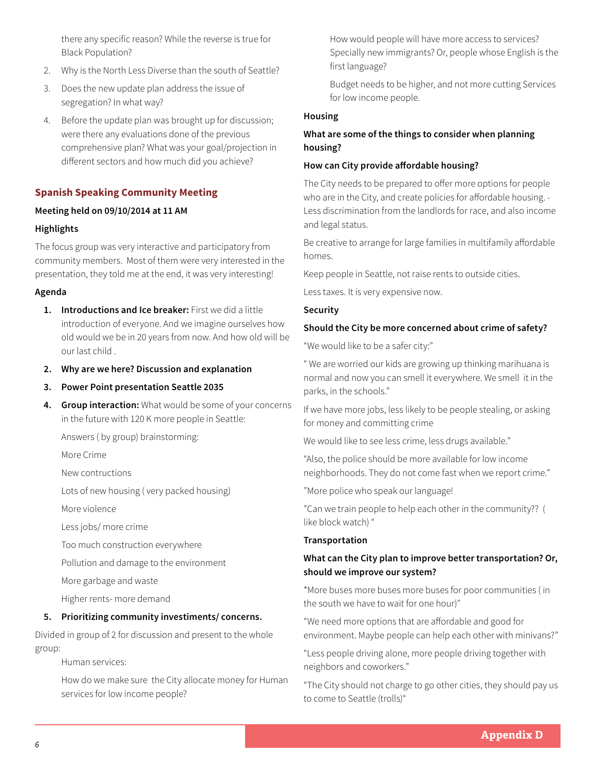there any specific reason? While the reverse is true for Black Population?

2. Why is the North Less Diverse than the south of Seattle?
3. Does the new update plan address the issue of segregation? In what way?
4. Before the update plan was brought up for discussion; were there any evaluations done of the previous comprehensive plan? What was your goal/projection in different sectors and how much did you achieve?

## Spanish Speaking Community Meeting

**Meeting held on 09/10/2014 at 11 AM**

**Highlights**

The focus group was very interactive and participatory from community members. Most of them were very interested in the presentation, they told me at the end, it was very interesting!

**Agenda**

1. **Introductions and Ice breaker:** First we did a little introduction of everyone. And we imagine ourselves how old would we be in 20 years from now. And how old will be our last child .
2. **Why are we here? Discussion and explanation**
3. **Power Point presentation Seattle 2035**
4. **Group interaction:** What would be some of your concerns in the future with 120 K more people in Seattle:

   Answers ( by group) brainstorming:

   More Crime

   New contructions

   Lots of new housing ( very packed housing)

   More violence

   Less jobs/ more crime

   Too much construction everywhere

   Pollution and damage to the environment

   More garbage and waste

   Higher rents- more demand

5. **Prioritizing community investiments/ concerns.**

Divided in group of 2 for discussion and present to the whole group:

Human services:

How do we make sure the City allocate money for Human services for low income people?

How would people will have more access to services? Specially new immigrants? Or, people whose English is the first language?

Budget needs to be higher, and not more cutting Services for low income people.

**Housing**

**What are some of the things to consider when planning housing?**

**How can City provide affordable housing?**

The City needs to be prepared to offer more options for people who are in the City, and create policies for affordable housing. - Less discrimination from the landlords for race, and also income and legal status.

Be creative to arrange for large families in multifamily affordable homes.

Keep people in Seattle, not raise rents to outside cities.

Less taxes. It is very expensive now.

**Security**

**Should the City be more concerned about crime of safety?**

"We would like to be a safer city:"

" We are worried our kids are growing up thinking marihuana is normal and now you can smell it everywhere. We smell it in the parks, in the schools."

If we have more jobs, less likely to be people stealing, or asking for money and committing crime

We would like to see less crime, less drugs available."

"Also, the police should be more available for low income neighborhoods. They do not come fast when we report crime."

"More police who speak our language!

"Can we train people to help each other in the community?? ( like block watch) "

**Transportation**

**What can the City plan to improve better transportation? Or, should we improve our system?**

*More buses more buses more buses for poor communities ( in the south we have to wait for one hour)"

"We need more options that are affordable and good for environment. Maybe people can help each other with minivans?"

"Less people driving alone, more people driving together with neighbors and coworkers."

"The City should not charge to go other cities, they should pay us to come to Seattle (trolls)"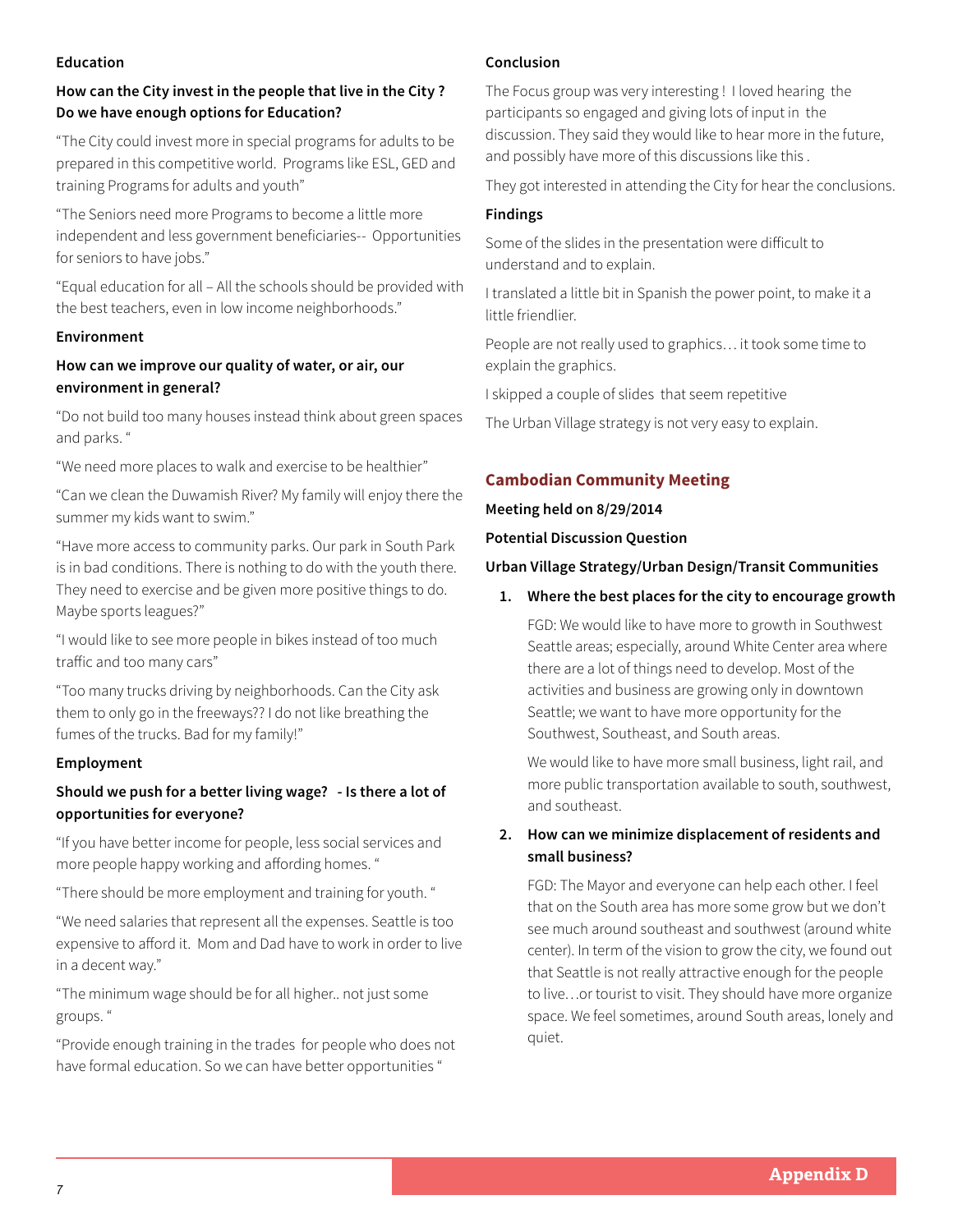**Education**

**How can the City invest in the people that live in the City ? Do we have enough options for Education?**

"The City could invest more in special programs for adults to be prepared in this competitive world. Programs like ESL, GED and training Programs for adults and youth"

"The Seniors need more Programs to become a little more independent and less government beneficiaries-- Opportunities for seniors to have jobs."

"Equal education for all – All the schools should be provided with the best teachers, even in low income neighborhoods."

**Environment**

**How can we improve our quality of water, or air, our environment in general?**

"Do not build too many houses instead think about green spaces and parks. "

"We need more places to walk and exercise to be healthier"

"Can we clean the Duwamish River? My family will enjoy there the summer my kids want to swim."

"Have more access to community parks. Our park in South Park is in bad conditions. There is nothing to do with the youth there. They need to exercise and be given more positive things to do. Maybe sports leagues?"

"I would like to see more people in bikes instead of too much traffic and too many cars"

"Too many trucks driving by neighborhoods. Can the City ask them to only go in the freeways?? I do not like breathing the fumes of the trucks. Bad for my family!"

**Employment**

**Should we push for a better living wage? - Is there a lot of opportunities for everyone?**

"If you have better income for people, less social services and more people happy working and affording homes. "

"There should be more employment and training for youth. "

"We need salaries that represent all the expenses. Seattle is too expensive to afford it. Mom and Dad have to work in order to live in a decent way."

"The minimum wage should be for all higher.. not just some groups. "

"Provide enough training in the trades for people who does not have formal education. So we can have better opportunities "

**Conclusion**

The Focus group was very interesting ! I loved hearing the participants so engaged and giving lots of input in the discussion. They said they would like to hear more in the future, and possibly have more of this discussions like this .

They got interested in attending the City for hear the conclusions.

**Findings**

Some of the slides in the presentation were difficult to understand and to explain.

I translated a little bit in Spanish the power point, to make it a little friendlier.

People are not really used to graphics… it took some time to explain the graphics.

I skipped a couple of slides that seem repetitive

The Urban Village strategy is not very easy to explain.

## Cambodian Community Meeting

**Meeting held on 8/29/2014**

**Potential Discussion Question**

**Urban Village Strategy/Urban Design/Transit Communities**

1. **Where the best places for the city to encourage growth**

   FGD: We would like to have more to growth in Southwest Seattle areas; especially, around White Center area where there are a lot of things need to develop. Most of the activities and business are growing only in downtown Seattle; we want to have more opportunity for the Southwest, Southeast, and South areas.

   We would like to have more small business, light rail, and more public transportation available to south, southwest, and southeast.

2. **How can we minimize displacement of residents and small business?**

   FGD: The Mayor and everyone can help each other. I feel that on the South area has more some grow but we don't see much around southeast and southwest (around white center). In term of the vision to grow the city, we found out that Seattle is not really attractive enough for the people to live…or tourist to visit. They should have more organize space. We feel sometimes, around South areas, lonely and quiet.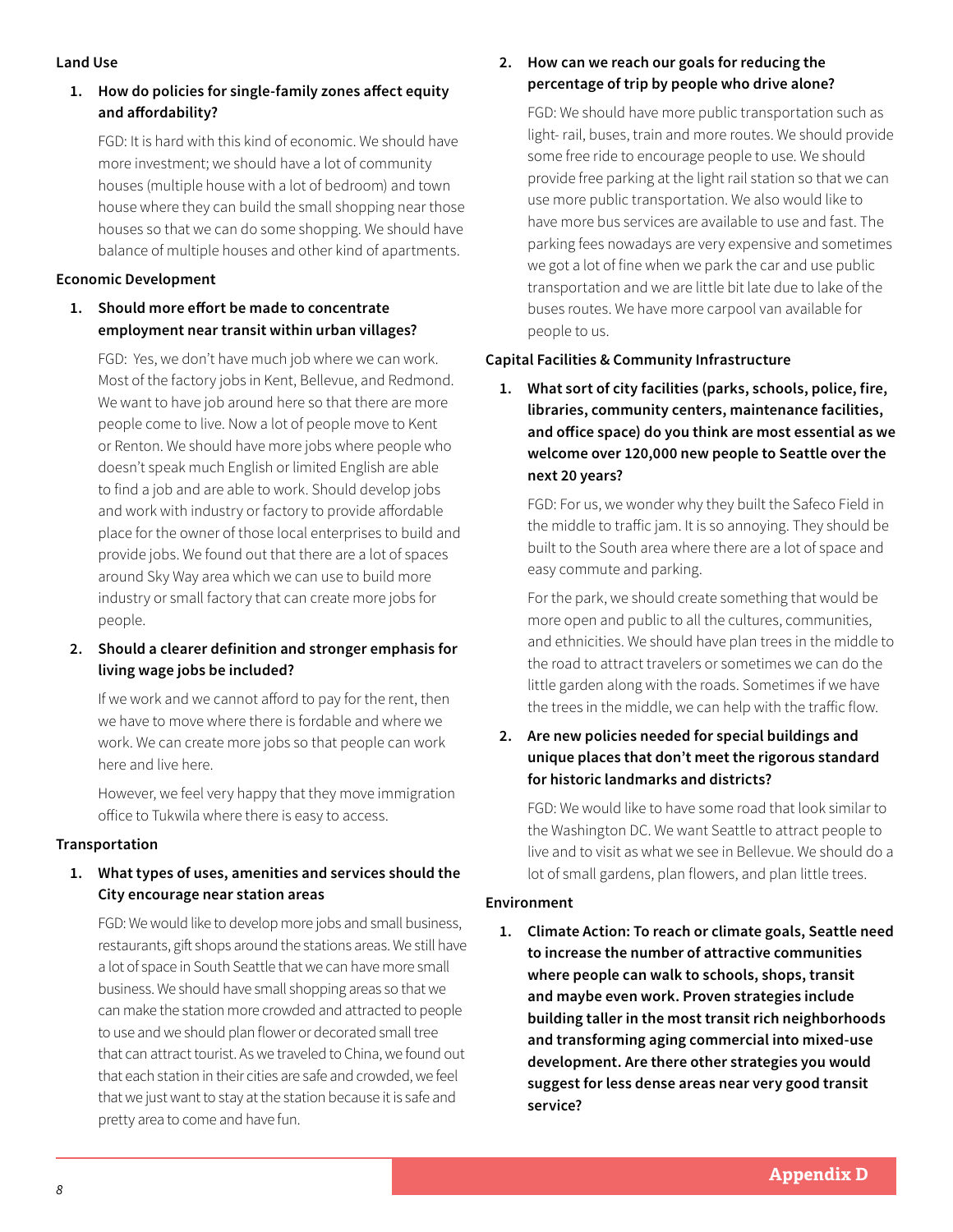**Land Use**

1. **How do policies for single-family zones affect equity and affordability?**

   FGD: It is hard with this kind of economic. We should have more investment; we should have a lot of community houses (multiple house with a lot of bedroom) and town house where they can build the small shopping near those houses so that we can do some shopping. We should have balance of multiple houses and other kind of apartments.

**Economic Development**

1. **Should more effort be made to concentrate employment near transit within urban villages?**

   FGD: Yes, we don't have much job where we can work. Most of the factory jobs in Kent, Bellevue, and Redmond. We want to have job around here so that there are more people come to live. Now a lot of people move to Kent or Renton. We should have more jobs where people who doesn't speak much English or limited English are able to find a job and are able to work. Should develop jobs and work with industry or factory to provide affordable place for the owner of those local enterprises to build and provide jobs. We found out that there are a lot of spaces around Sky Way area which we can use to build more industry or small factory that can create more jobs for people.

2. **Should a clearer definition and stronger emphasis for living wage jobs be included?**

   If we work and we cannot afford to pay for the rent, then we have to move where there is fordable and where we work. We can create more jobs so that people can work here and live here.

   However, we feel very happy that they move immigration office to Tukwila where there is easy to access.

**Transportation**

1. **What types of uses, amenities and services should the City encourage near station areas**

   FGD: We would like to develop more jobs and small business, restaurants, gift shops around the stations areas. We still have a lot of space in South Seattle that we can have more small business. We should have small shopping areas so that we can make the station more crowded and attracted to people to use and we should plan flower or decorated small tree that can attract tourist. As we traveled to China, we found out that each station in their cities are safe and crowded, we feel that we just want to stay at the station because it is safe and pretty area to come and have fun.

2. **How can we reach our goals for reducing the percentage of trip by people who drive alone?**

   FGD: We should have more public transportation such as light- rail, buses, train and more routes. We should provide some free ride to encourage people to use. We should provide free parking at the light rail station so that we can use more public transportation. We also would like to have more bus services are available to use and fast. The parking fees nowadays are very expensive and sometimes we got a lot of fine when we park the car and use public transportation and we are little bit late due to lake of the buses routes. We have more carpool van available for people to us.

**Capital Facilities & Community Infrastructure**

1. **What sort of city facilities (parks, schools, police, fire, libraries, community centers, maintenance facilities, and office space) do you think are most essential as we welcome over 120,000 new people to Seattle over the next 20 years?**

   FGD: For us, we wonder why they built the Safeco Field in the middle to traffic jam. It is so annoying. They should be built to the South area where there are a lot of space and easy commute and parking.

   For the park, we should create something that would be more open and public to all the cultures, communities, and ethnicities. We should have plan trees in the middle to the road to attract travelers or sometimes we can do the little garden along with the roads. Sometimes if we have the trees in the middle, we can help with the traffic flow.

2. **Are new policies needed for special buildings and unique places that don't meet the rigorous standard for historic landmarks and districts?**

   FGD: We would like to have some road that look similar to the Washington DC. We want Seattle to attract people to live and to visit as what we see in Bellevue. We should do a lot of small gardens, plan flowers, and plan little trees.

**Environment**

1. **Climate Action: To reach or climate goals, Seattle need to increase the number of attractive communities where people can walk to schools, shops, transit and maybe even work. Proven strategies include building taller in the most transit rich neighborhoods and transforming aging commercial into mixed-use development. Are there other strategies you would suggest for less dense areas near very good transit service?**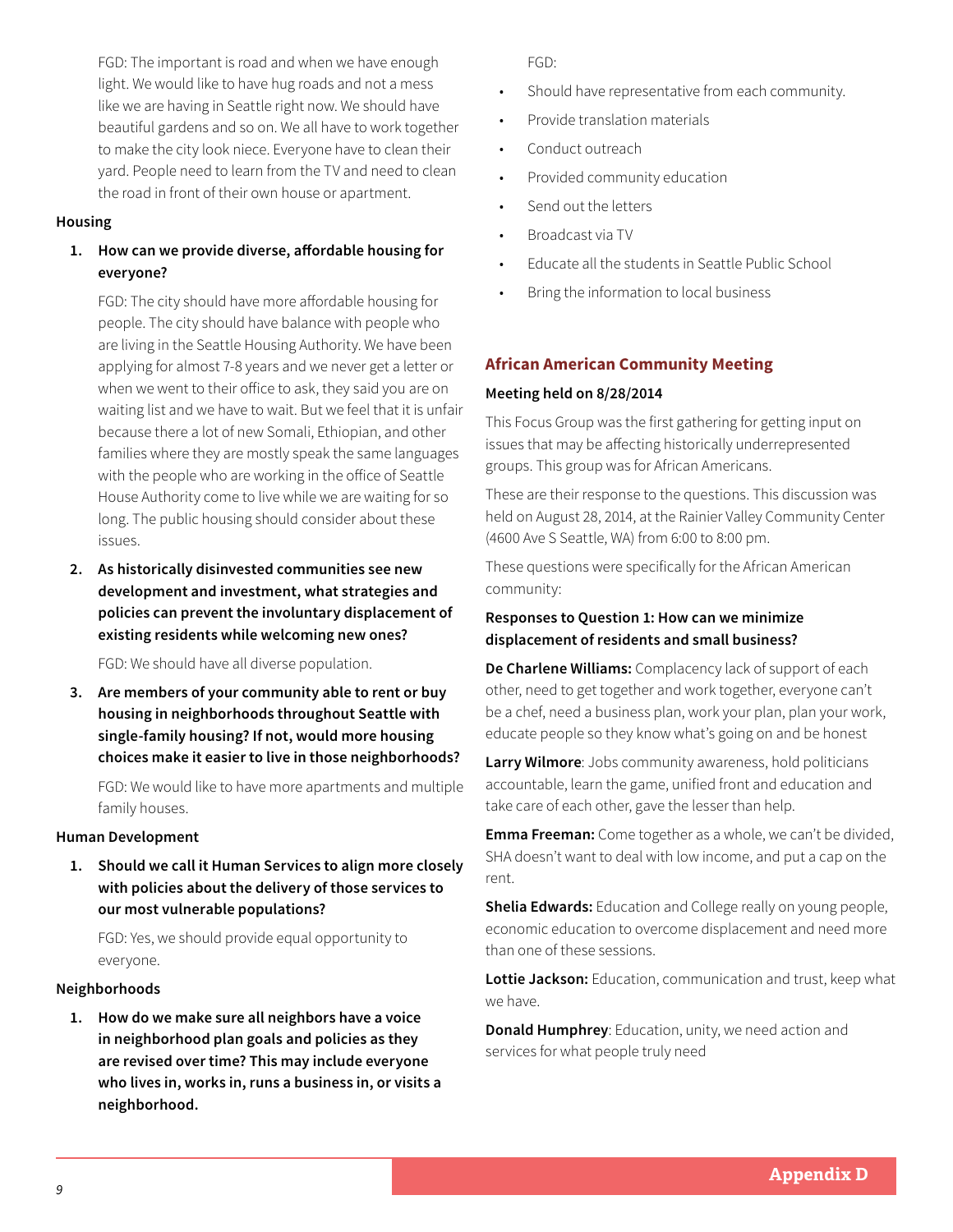FGD: The important is road and when we have enough light. We would like to have hug roads and not a mess like we are having in Seattle right now. We should have beautiful gardens and so on. We all have to work together to make the city look niece. Everyone have to clean their yard. People need to learn from the TV and need to clean the road in front of their own house or apartment.

**Housing**

1. **How can we provide diverse, affordable housing for everyone?**

   FGD: The city should have more affordable housing for people. The city should have balance with people who are living in the Seattle Housing Authority. We have been applying for almost 7-8 years and we never get a letter or when we went to their office to ask, they said you are on waiting list and we have to wait. But we feel that it is unfair because there a lot of new Somali, Ethiopian, and other families where they are mostly speak the same languages with the people who are working in the office of Seattle House Authority come to live while we are waiting for so long. The public housing should consider about these issues.

2. **As historically disinvested communities see new development and investment, what strategies and policies can prevent the involuntary displacement of existing residents while welcoming new ones?**

   FGD: We should have all diverse population.

3. **Are members of your community able to rent or buy housing in neighborhoods throughout Seattle with single-family housing? If not, would more housing choices make it easier to live in those neighborhoods?**

   FGD: We would like to have more apartments and multiple family houses.

**Human Development**

1. **Should we call it Human Services to align more closely with policies about the delivery of those services to our most vulnerable populations?**

   FGD: Yes, we should provide equal opportunity to everyone.

**Neighborhoods**

1. **How do we make sure all neighbors have a voice in neighborhood plan goals and policies as they are revised over time? This may include everyone who lives in, works in, runs a business in, or visits a neighborhood.**

   FGD:

   - Should have representative from each community.
   - Provide translation materials
   - Conduct outreach
   - Provided community education
   - Send out the letters
   - Broadcast via TV
   - Educate all the students in Seattle Public School
   - Bring the information to local business

## African American Community Meeting

**Meeting held on 8/28/2014**

This Focus Group was the first gathering for getting input on issues that may be affecting historically underrepresented groups. This group was for African Americans.

These are their response to the questions. This discussion was held on August 28, 2014, at the Rainier Valley Community Center (4600 Ave S Seattle, WA) from 6:00 to 8:00 pm.

These questions were specifically for the African American community:

**Responses to Question 1: How can we minimize displacement of residents and small business?**

**De Charlene Williams:** Complacency lack of support of each other, need to get together and work together, everyone can't be a chef, need a business plan, work your plan, plan your work, educate people so they know what's going on and be honest

**Larry Wilmore**: Jobs community awareness, hold politicians accountable, learn the game, unified front and education and take care of each other, gave the lesser than help.

**Emma Freeman:** Come together as a whole, we can't be divided, SHA doesn't want to deal with low income, and put a cap on the rent.

**Shelia Edwards:** Education and College really on young people, economic education to overcome displacement and need more than one of these sessions.

**Lottie Jackson:** Education, communication and trust, keep what we have.

**Donald Humphrey**: Education, unity, we need action and services for what people truly need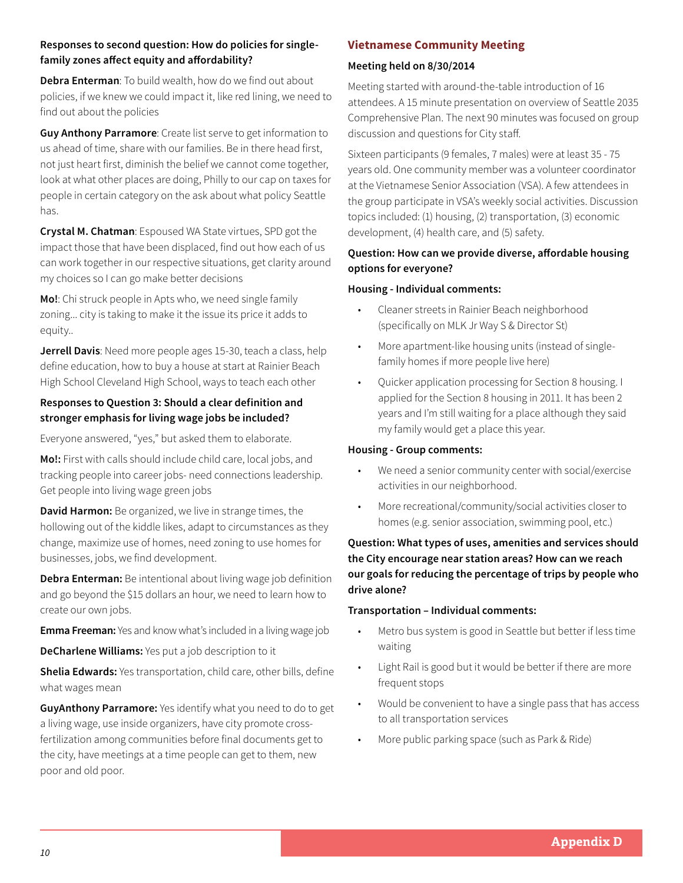**Responses to second question: How do policies for single-family zones affect equity and affordability?**

**Debra Enterman**: To build wealth, how do we find out about policies, if we knew we could impact it, like red lining, we need to find out about the policies

**Guy Anthony Parramore**: Create list serve to get information to us ahead of time, share with our families. Be in there head first, not just heart first, diminish the belief we cannot come together, look at what other places are doing, Philly to our cap on taxes for people in certain category on the ask about what policy Seattle has.

**Crystal M. Chatman**: Espoused WA State virtues, SPD got the impact those that have been displaced, find out how each of us can work together in our respective situations, get clarity around my choices so I can go make better decisions

**Mo!**: Chi struck people in Apts who, we need single family zoning… city is taking to make it the issue its price it adds to equity..

**Jerrell Davis**: Need more people ages 15-30, teach a class, help define education, how to buy a house at start at Rainier Beach High School Cleveland High School, ways to teach each other

**Responses to Question 3: Should a clear definition and stronger emphasis for living wage jobs be included?**

Everyone answered, "yes," but asked them to elaborate.

**Mo!:** First with calls should include child care, local jobs, and tracking people into career jobs- need connections leadership. Get people into living wage green jobs

**David Harmon:** Be organized, we live in strange times, the hollowing out of the kiddle likes, adapt to circumstances as they change, maximize use of homes, need zoning to use homes for businesses, jobs, we find development.

**Debra Enterman:** Be intentional about living wage job definition and go beyond the $15 dollars an hour, we need to learn how to create our own jobs.

**Emma Freeman:** Yes and know what's included in a living wage job

**DeCharlene Williams:** Yes put a job description to it

**Shelia Edwards:** Yes transportation, child care, other bills, define what wages mean

**GuyAnthony Parramore:** Yes identify what you need to do to get a living wage, use inside organizers, have city promote cross-fertilization among communities before final documents get to the city, have meetings at a time people can get to them, new poor and old poor.

## Vietnamese Community Meeting

**Meeting held on 8/30/2014**

Meeting started with around-the-table introduction of 16 attendees. A 15 minute presentation on overview of Seattle 2035 Comprehensive Plan. The next 90 minutes was focused on group discussion and questions for City staff.

Sixteen participants (9 females, 7 males) were at least 35 - 75 years old. One community member was a volunteer coordinator at the Vietnamese Senior Association (VSA). A few attendees in the group participate in VSA's weekly social activities. Discussion topics included: (1) housing, (2) transportation, (3) economic development, (4) health care, and (5) safety.

**Question: How can we provide diverse, affordable housing options for everyone?**

**Housing - Individual comments:**

- Cleaner streets in Rainier Beach neighborhood (specifically on MLK Jr Way S & Director St)
- More apartment-like housing units (instead of single-family homes if more people live here)
- Quicker application processing for Section 8 housing. I applied for the Section 8 housing in 2011. It has been 2 years and I'm still waiting for a place although they said my family would get a place this year.

**Housing - Group comments:**

- We need a senior community center with social/exercise activities in our neighborhood.
- More recreational/community/social activities closer to homes (e.g. senior association, swimming pool, etc.)

**Question: What types of uses, amenities and services should the City encourage near station areas? How can we reach our goals for reducing the percentage of trips by people who drive alone?**

**Transportation – Individual comments:**

- Metro bus system is good in Seattle but better if less time waiting
- Light Rail is good but it would be better if there are more frequent stops
- Would be convenient to have a single pass that has access to all transportation services
- More public parking space (such as Park & Ride)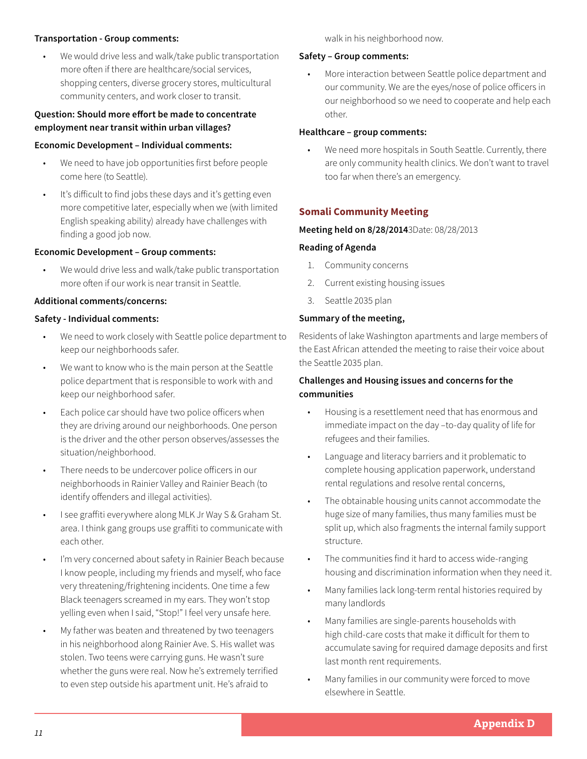**Transportation - Group comments:**

- We would drive less and walk/take public transportation more often if there are healthcare/social services, shopping centers, diverse grocery stores, multicultural community centers, and work closer to transit.

**Question: Should more effort be made to concentrate employment near transit within urban villages?**

**Economic Development – Individual comments:**

- We need to have job opportunities first before people come here (to Seattle).
- It's difficult to find jobs these days and it's getting even more competitive later, especially when we (with limited English speaking ability) already have challenges with finding a good job now.

**Economic Development – Group comments:**

- We would drive less and walk/take public transportation more often if our work is near transit in Seattle.

**Additional comments/concerns:**

**Safety - Individual comments:**

- We need to work closely with Seattle police department to keep our neighborhoods safer.
- We want to know who is the main person at the Seattle police department that is responsible to work with and keep our neighborhood safer.
- Each police car should have two police officers when they are driving around our neighborhoods. One person is the driver and the other person observes/assesses the situation/neighborhood.
- There needs to be undercover police officers in our neighborhoods in Rainier Valley and Rainier Beach (to identify offenders and illegal activities).
- I see graffiti everywhere along MLK Jr Way S & Graham St. area. I think gang groups use graffiti to communicate with each other.
- I'm very concerned about safety in Rainier Beach because I know people, including my friends and myself, who face very threatening/frightening incidents. One time a few Black teenagers screamed in my ears. They won't stop yelling even when I said, "Stop!" I feel very unsafe here.
- My father was beaten and threatened by two teenagers in his neighborhood along Rainier Ave. S. His wallet was stolen. Two teens were carrying guns. He wasn't sure whether the guns were real. Now he's extremely terrified to even step outside his apartment unit. He's afraid to walk in his neighborhood now.

**Safety – Group comments:**

- More interaction between Seattle police department and our community. We are the eyes/nose of police officers in our neighborhood so we need to cooperate and help each other.

**Healthcare – group comments:**

- We need more hospitals in South Seattle. Currently, there are only community health clinics. We don't want to travel too far when there's an emergency.

## Somali Community Meeting

**Meeting held on 8/28/2014**3Date: 08/28/2013

**Reading of Agenda**

1. Community concerns
2. Current existing housing issues
3. Seattle 2035 plan

**Summary of the meeting,**

Residents of lake Washington apartments and large members of the East African attended the meeting to raise their voice about the Seattle 2035 plan.

**Challenges and Housing issues and concerns for the communities**

- Housing is a resettlement need that has enormous and immediate impact on the day –to-day quality of life for refugees and their families.
- Language and literacy barriers and it problematic to complete housing application paperwork, understand rental regulations and resolve rental concerns,
- The obtainable housing units cannot accommodate the huge size of many families, thus many families must be split up, which also fragments the internal family support structure.
- The communities find it hard to access wide-ranging housing and discrimination information when they need it.
- Many families lack long-term rental histories required by many landlords
- Many families are single-parents households with high child-care costs that make it difficult for them to accumulate saving for required damage deposits and first last month rent requirements.
- Many families in our community were forced to move elsewhere in Seattle.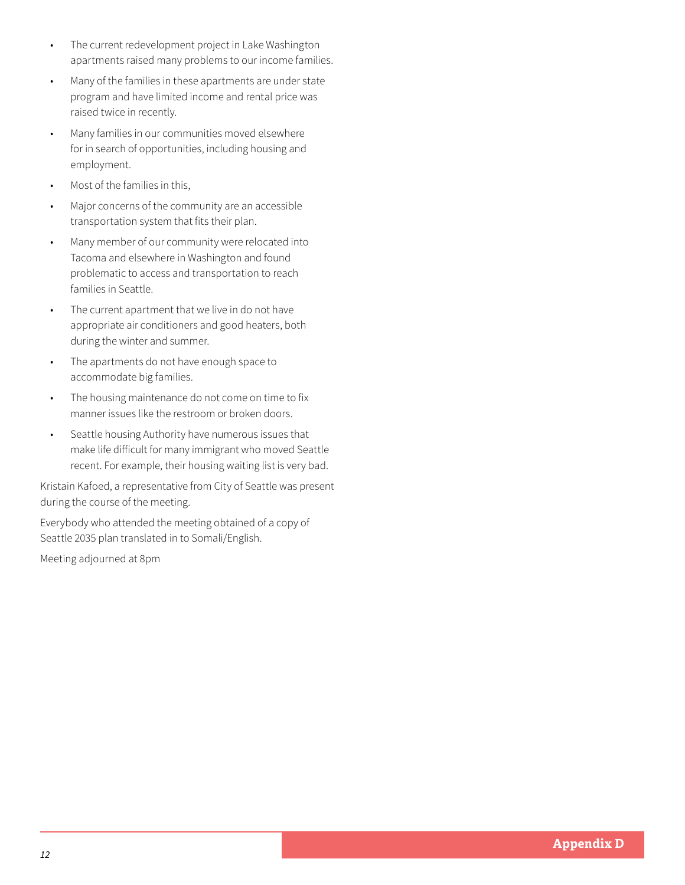- The current redevelopment project in Lake Washington apartments raised many problems to our income families.
- Many of the families in these apartments are under state program and have limited income and rental price was raised twice in recently.
- Many families in our communities moved elsewhere for in search of opportunities, including housing and employment.
- Most of the families in this,
- Major concerns of the community are an accessible transportation system that fits their plan.
- Many member of our community were relocated into Tacoma and elsewhere in Washington and found problematic to access and transportation to reach families in Seattle.
- The current apartment that we live in do not have appropriate air conditioners and good heaters, both during the winter and summer.
- The apartments do not have enough space to accommodate big families.
- The housing maintenance do not come on time to fix manner issues like the restroom or broken doors.
- Seattle housing Authority have numerous issues that make life difficult for many immigrant who moved Seattle recent. For example, their housing waiting list is very bad.

Kristain Kafoed, a representative from City of Seattle was present during the course of the meeting.

Everybody who attended the meeting obtained of a copy of Seattle 2035 plan translated in to Somali/English.

Meeting adjourned at 8pm